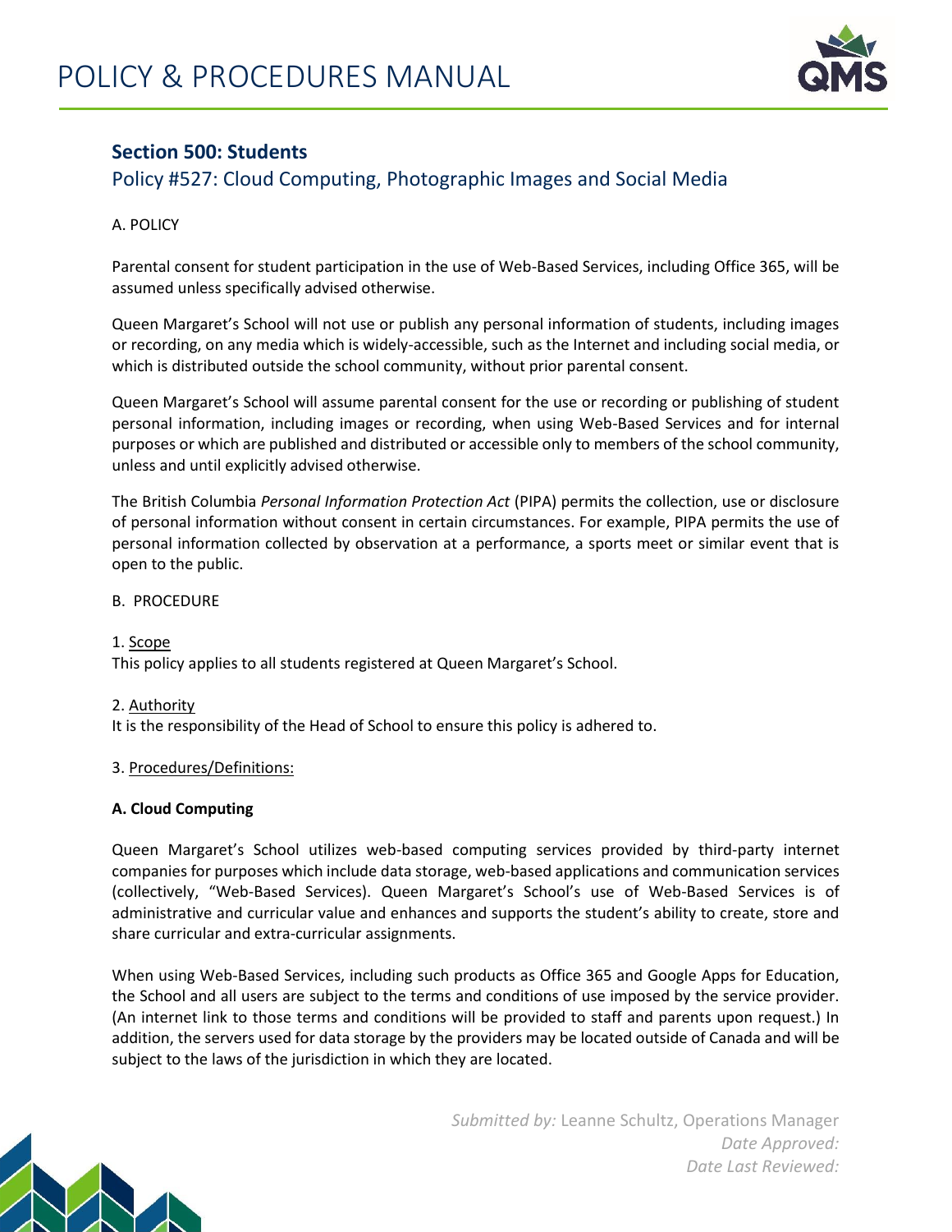# POLICY & PROCEDURES MANUAL

## Section 500: Students

### Policy #527: Cloud Computing, Photographic Images and Social Media

A. POLICY

Parental consent for student participation in the use of Web-Based Services, including Office 365, will be assumed unless specifically advised otherwise.

Queen Margaret's School will not use or publish any personal information of students, including images or recording, on any media which is widely-accessible, such as the Internet and including social media, or which is distributed outside the school community, without prior parental consent.

Queen Margaret's School will assume parental consent for the use or recording or publishing of student personal information, including images or recording, when using Web-Based Services and for internal purposes or which are published and distributed or accessible only to members of the school community, unless and until explicitly advised otherwise.

The British Columbia *Personal Information Protection Act* (PIPA) permits the collection, use or disclosure of personal information without consent in certain circumstances. For example, PIPA permits the use of personal information collected by observation at a performance, a sports meet or similar event that is open to the public.

B. PROCEDURE

1. Scope
This policy applies to all students registered at Queen Margaret's School.

2. Authority
It is the responsibility of the Head of School to ensure this policy is adhered to.

3. Procedures/Definitions:

**A. Cloud Computing**

Queen Margaret's School utilizes web-based computing services provided by third-party internet companies for purposes which include data storage, web-based applications and communication services (collectively, "Web-Based Services). Queen Margaret's School's use of Web-Based Services is of administrative and curricular value and enhances and supports the student's ability to create, store and share curricular and extra-curricular assignments.

When using Web-Based Services, including such products as Office 365 and Google Apps for Education, the School and all users are subject to the terms and conditions of use imposed by the service provider. (An internet link to those terms and conditions will be provided to staff and parents upon request.) In addition, the servers used for data storage by the providers may be located outside of Canada and will be subject to the laws of the jurisdiction in which they are located.

*Submitted by:* Leanne Schultz, Operations Manager
*Date Approved:*
*Date Last Reviewed:*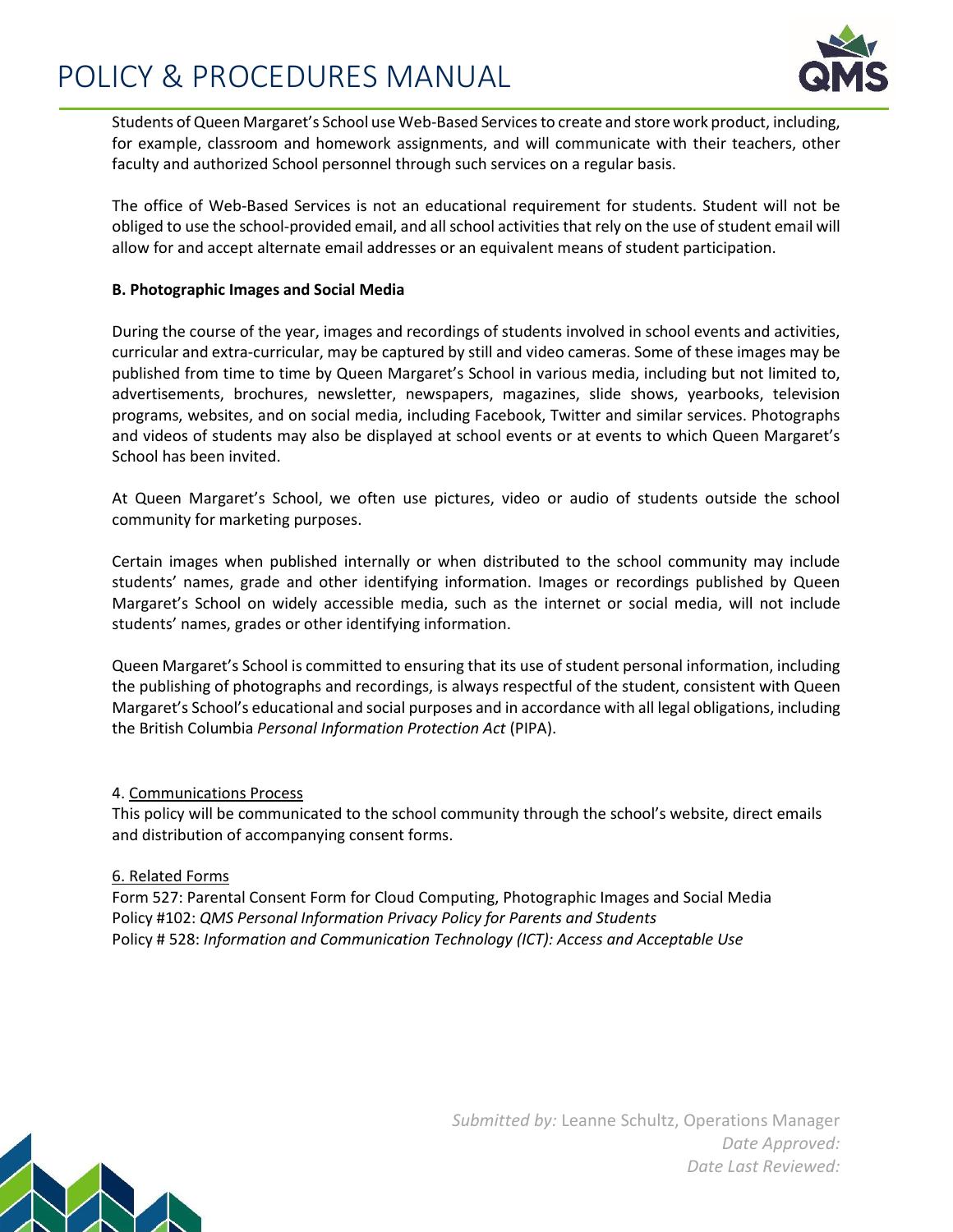Students of Queen Margaret's School use Web-Based Services to create and store work product, including, for example, classroom and homework assignments, and will communicate with their teachers, other faculty and authorized School personnel through such services on a regular basis.

The office of Web-Based Services is not an educational requirement for students. Student will not be obliged to use the school-provided email, and all school activities that rely on the use of student email will allow for and accept alternate email addresses or an equivalent means of student participation.

**B. Photographic Images and Social Media**

During the course of the year, images and recordings of students involved in school events and activities, curricular and extra-curricular, may be captured by still and video cameras. Some of these images may be published from time to time by Queen Margaret's School in various media, including but not limited to, advertisements, brochures, newsletter, newspapers, magazines, slide shows, yearbooks, television programs, websites, and on social media, including Facebook, Twitter and similar services. Photographs and videos of students may also be displayed at school events or at events to which Queen Margaret's School has been invited.

At Queen Margaret's School, we often use pictures, video or audio of students outside the school community for marketing purposes.

Certain images when published internally or when distributed to the school community may include students' names, grade and other identifying information. Images or recordings published by Queen Margaret's School on widely accessible media, such as the internet or social media, will not include students' names, grades or other identifying information.

Queen Margaret's School is committed to ensuring that its use of student personal information, including the publishing of photographs and recordings, is always respectful of the student, consistent with Queen Margaret's School's educational and social purposes and in accordance with all legal obligations, including the British Columbia *Personal Information Protection Act* (PIPA).

4. Communications Process

This policy will be communicated to the school community through the school's website, direct emails and distribution of accompanying consent forms.

6. Related Forms

Form 527: Parental Consent Form for Cloud Computing, Photographic Images and Social Media
Policy #102: *QMS Personal Information Privacy Policy for Parents and Students*
Policy # 528: *Information and Communication Technology (ICT): Access and Acceptable Use*

*Submitted by:* Leanne Schultz, Operations Manager
*Date Approved:*
*Date Last Reviewed:*